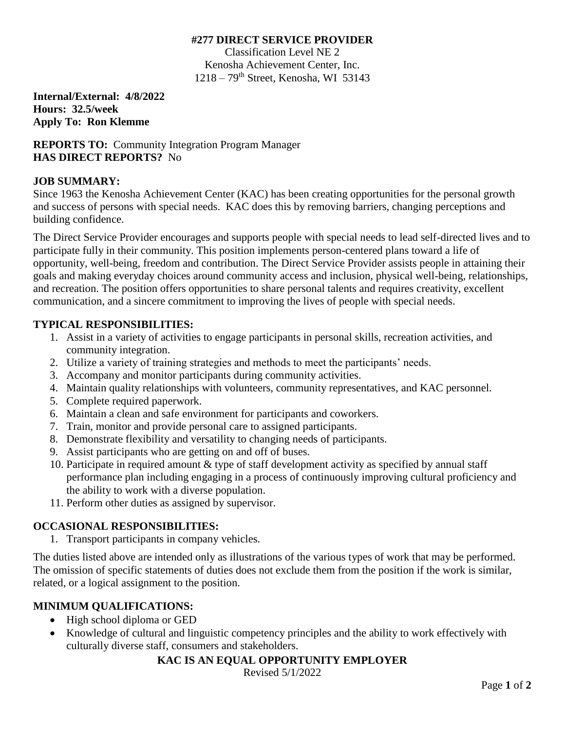# #277 DIRECT SERVICE PROVIDER

Classification Level NE 2
Kenosha Achievement Center, Inc.
1218 – 79th Street, Kenosha, WI 53143

**Internal/External: 4/8/2022**
**Hours: 32.5/week**
**Apply To: Ron Klemme**

**REPORTS TO:** Community Integration Program Manager
**HAS DIRECT REPORTS?** No

## JOB SUMMARY:

Since 1963 the Kenosha Achievement Center (KAC) has been creating opportunities for the personal growth and success of persons with special needs. KAC does this by removing barriers, changing perceptions and building confidence.

The Direct Service Provider encourages and supports people with special needs to lead self-directed lives and to participate fully in their community. This position implements person-centered plans toward a life of opportunity, well-being, freedom and contribution. The Direct Service Provider assists people in attaining their goals and making everyday choices around community access and inclusion, physical well-being, relationships, and recreation. The position offers opportunities to share personal talents and requires creativity, excellent communication, and a sincere commitment to improving the lives of people with special needs.

## TYPICAL RESPONSIBILITIES:

1. Assist in a variety of activities to engage participants in personal skills, recreation activities, and community integration.
2. Utilize a variety of training strategies and methods to meet the participants' needs.
3. Accompany and monitor participants during community activities.
4. Maintain quality relationships with volunteers, community representatives, and KAC personnel.
5. Complete required paperwork.
6. Maintain a clean and safe environment for participants and coworkers.
7. Train, monitor and provide personal care to assigned participants.
8. Demonstrate flexibility and versatility to changing needs of participants.
9. Assist participants who are getting on and off of buses.
10. Participate in required amount & type of staff development activity as specified by annual staff performance plan including engaging in a process of continuously improving cultural proficiency and the ability to work with a diverse population.
11. Perform other duties as assigned by supervisor.

## OCCASIONAL RESPONSIBILITIES:

1. Transport participants in company vehicles.

The duties listed above are intended only as illustrations of the various types of work that may be performed. The omission of specific statements of duties does not exclude them from the position if the work is similar, related, or a logical assignment to the position.

## MINIMUM QUALIFICATIONS:

- High school diploma or GED
- Knowledge of cultural and linguistic competency principles and the ability to work effectively with culturally diverse staff, consumers and stakeholders.

**KAC IS AN EQUAL OPPORTUNITY EMPLOYER**

Revised 5/1/2022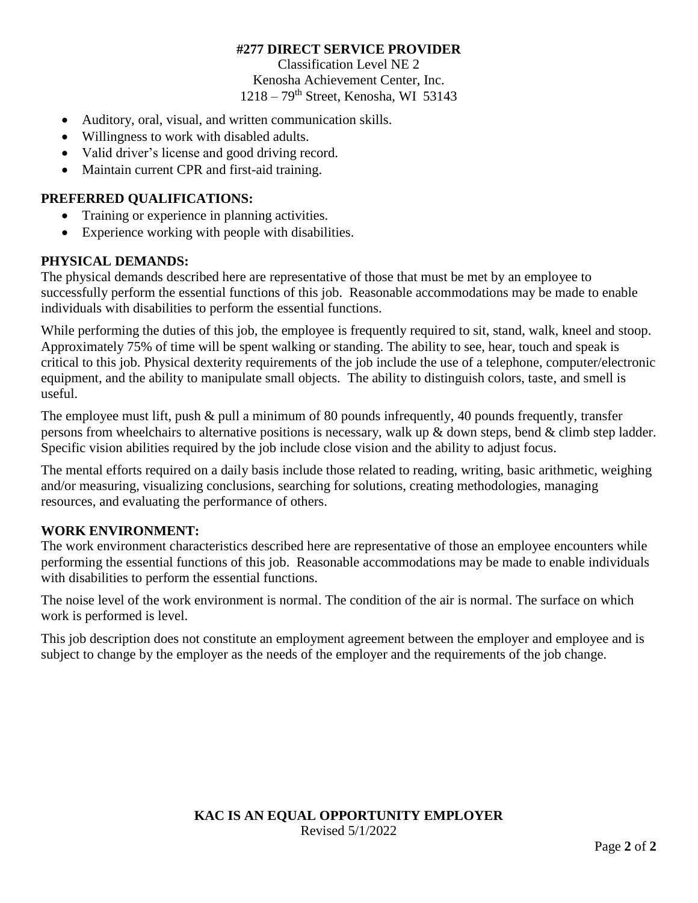**#277 DIRECT SERVICE PROVIDER**
Classification Level NE 2
Kenosha Achievement Center, Inc.
1218 – 79th Street, Kenosha, WI 53143

- Auditory, oral, visual, and written communication skills.
- Willingness to work with disabled adults.
- Valid driver's license and good driving record.
- Maintain current CPR and first-aid training.

## PREFERRED QUALIFICATIONS:

- Training or experience in planning activities.
- Experience working with people with disabilities.

## PHYSICAL DEMANDS:

The physical demands described here are representative of those that must be met by an employee to successfully perform the essential functions of this job. Reasonable accommodations may be made to enable individuals with disabilities to perform the essential functions.

While performing the duties of this job, the employee is frequently required to sit, stand, walk, kneel and stoop. Approximately 75% of time will be spent walking or standing. The ability to see, hear, touch and speak is critical to this job. Physical dexterity requirements of the job include the use of a telephone, computer/electronic equipment, and the ability to manipulate small objects. The ability to distinguish colors, taste, and smell is useful.

The employee must lift, push & pull a minimum of 80 pounds infrequently, 40 pounds frequently, transfer persons from wheelchairs to alternative positions is necessary, walk up & down steps, bend & climb step ladder. Specific vision abilities required by the job include close vision and the ability to adjust focus.

The mental efforts required on a daily basis include those related to reading, writing, basic arithmetic, weighing and/or measuring, visualizing conclusions, searching for solutions, creating methodologies, managing resources, and evaluating the performance of others.

## WORK ENVIRONMENT:

The work environment characteristics described here are representative of those an employee encounters while performing the essential functions of this job. Reasonable accommodations may be made to enable individuals with disabilities to perform the essential functions.

The noise level of the work environment is normal. The condition of the air is normal. The surface on which work is performed is level.

This job description does not constitute an employment agreement between the employer and employee and is subject to change by the employer as the needs of the employer and the requirements of the job change.

**KAC IS AN EQUAL OPPORTUNITY EMPLOYER**
Revised 5/1/2022